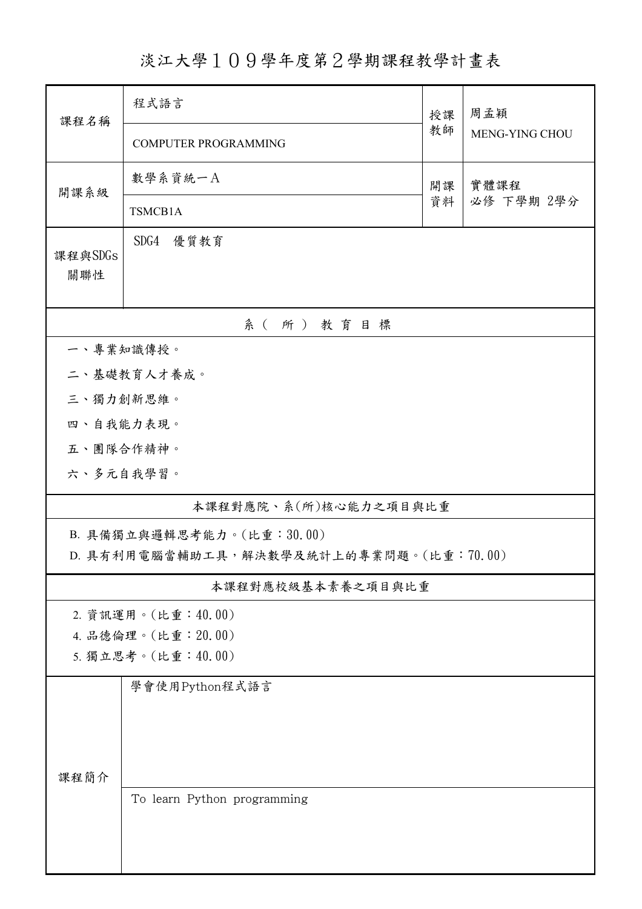# 淡江大學１０９學年度第２學期課程教學計畫表

| 課程名稱 | 程式語言<br>COMPUTER PROGRAMMING | 授課教師 | 周孟穎<br>MENG-YING CHOU |
|---|---|---|---|
| 開課系級 | 數學系資統一A<br>TSMCB1A | 開課資料 | 實體課程<br>必修 下學期 2學分 |
| 課程與SDGs關聯性 | SDG4 優質教育 | | |

## 系（所）教育目標

一、專業知識傳授。

二、基礎教育人才養成。

三、獨力創新思維。

四、自我能力表現。

五、團隊合作精神。

六、多元自我學習。

## 本課程對應院、系(所)核心能力之項目與比重

B. 具備獨立與邏輯思考能力。(比重：30.00)

D. 具有利用電腦當輔助工具，解決數學及統計上的專業問題。(比重：70.00)

## 本課程對應校級基本素養之項目與比重

2. 資訊運用。(比重：40.00)
4. 品德倫理。(比重：20.00)
5. 獨立思考。(比重：40.00)

## 課程簡介

學會使用Python程式語言

To learn Python programming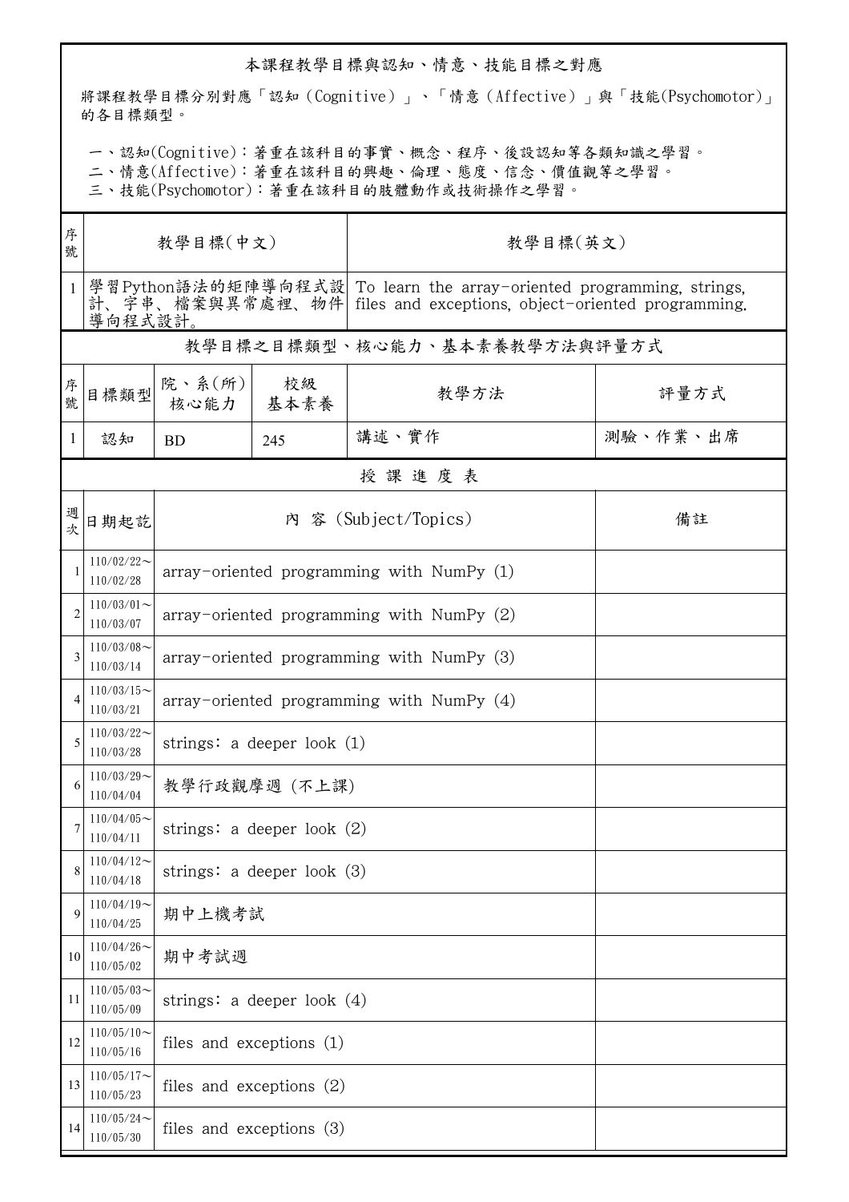本課程教學目標與認知、情意、技能目標之對應

將課程教學目標分別對應「認知（Cognitive）」、「情意（Affective）」與「技能(Psychomotor)」的各目標類型。

一、認知(Cognitive)：著重在該科目的事實、概念、程序、後設認知等各類知識之學習。
二、情意(Affective)：著重在該科目的興趣、倫理、態度、信念、價值觀等之學習。
三、技能(Psychomotor)：著重在該科目的肢體動作或技術操作之學習。

| 序號 | 教學目標(中文) | 教學目標(英文) |
|---|---|---|
| 1 | 學習Python語法的矩陣導向程式設計、字串、檔案與異常處理、物件導向程式設計。 | To learn the array-oriented programming, strings, files and exceptions, object-oriented programming. |

教學目標之目標類型、核心能力、基本素養教學方法與評量方式

| 序號 | 目標類型 | 院、系(所)核心能力 | 校級基本素養 | 教學方法 | 評量方式 |
|---|---|---|---|---|---|
| 1 | 認知 | BD | 245 | 講述、實作 | 測驗、作業、出席 |

授 課 進 度 表

| 週次 | 日期起訖 | 內 容 (Subject/Topics) | 備註 |
|---|---|---|---|
| 1 | 110/02/22～110/02/28 | array-oriented programming with NumPy (1) | |
| 2 | 110/03/01～110/03/07 | array-oriented programming with NumPy (2) | |
| 3 | 110/03/08～110/03/14 | array-oriented programming with NumPy (3) | |
| 4 | 110/03/15～110/03/21 | array-oriented programming with NumPy (4) | |
| 5 | 110/03/22～110/03/28 | strings: a deeper look (1) | |
| 6 | 110/03/29～110/04/04 | 教學行政觀摩週 (不上課) | |
| 7 | 110/04/05～110/04/11 | strings: a deeper look (2) | |
| 8 | 110/04/12～110/04/18 | strings: a deeper look (3) | |
| 9 | 110/04/19～110/04/25 | 期中上機考試 | |
| 10 | 110/04/26～110/05/02 | 期中考試週 | |
| 11 | 110/05/03～110/05/09 | strings: a deeper look (4) | |
| 12 | 110/05/10～110/05/16 | files and exceptions (1) | |
| 13 | 110/05/17～110/05/23 | files and exceptions (2) | |
| 14 | 110/05/24～110/05/30 | files and exceptions (3) | |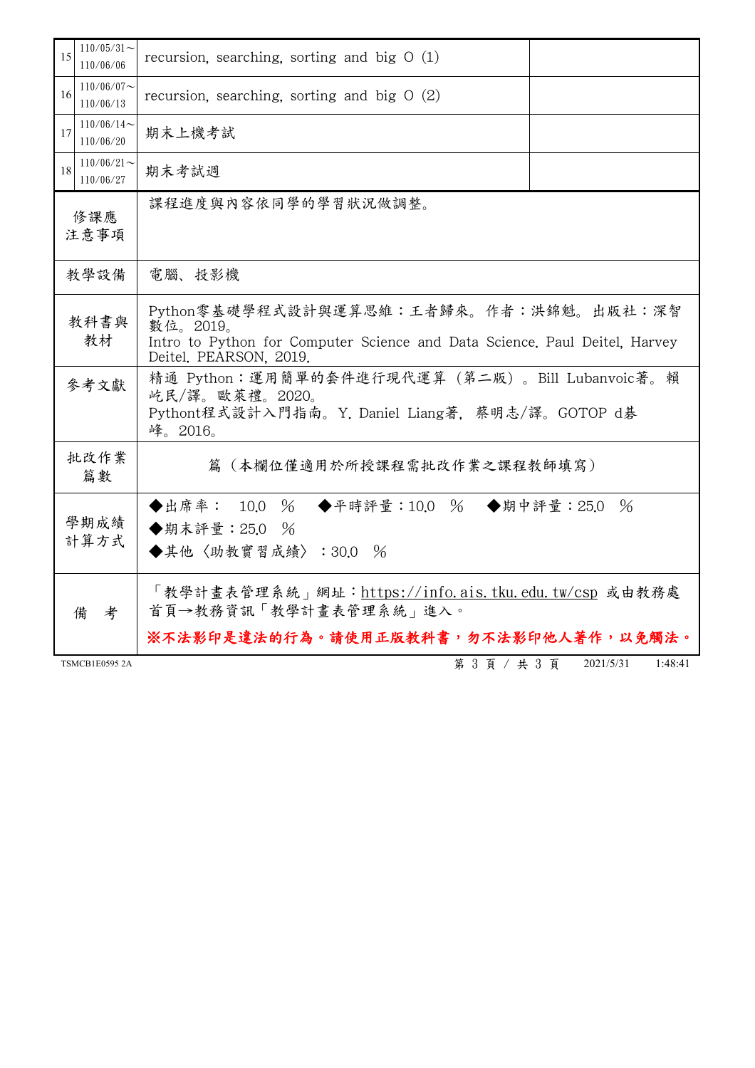| | | | |
|---|---|---|---|
| 15 | 110/05/31～<br>110/06/06 | recursion, searching, sorting and big O (1) | |
| 16 | 110/06/07～<br>110/06/13 | recursion, searching, sorting and big O (2) | |
| 17 | 110/06/14～<br>110/06/20 | 期末上機考試 | |
| 18 | 110/06/21～<br>110/06/27 | 期末考試週 | |

| | |
|---|---|
| 修課應注意事項 | 課程進度與內容依同學的學習狀況做調整。 |
| 教學設備 | 電腦、投影機 |
| 教科書與教材 | Python零基礎學程式設計與運算思維：王者歸來。 作者：洪錦魁。 出版社：深智數位。 2019。<br>Intro to Python for Computer Science and Data Science. Paul Deitel, Harvey Deitel. PEARSON, 2019. |
| 參考文獻 | 精通 Python：運用簡單的套件進行現代運算 (第二版) 。Bill Lubanvoic著。 賴屹民/譯。 歐萊禮。 2020。<br>Pythont程式設計入門指南。 Y. Daniel Liang著, 蔡明志/譯。 GOTOP d碁峰。 2016。 |
| 批改作業篇數 | 篇（本欄位僅適用於所授課程需批改作業之課程教師填寫） |
| 學期成績計算方式 | ◆出席率： 10.0 % ◆平時評量：10.0 % ◆期中評量：25.0 %<br>◆期末評量：25.0 %<br>◆其他〈助教實習成績〉：30.0 % |
| 備　考 | 「教學計畫表管理系統」網址：https://info.ais.tku.edu.tw/csp 或由教務處首頁→教務資訊「教學計畫表管理系統」進入。<br>**※不法影印是違法的行為。請使用正版教科書，勿不法影印他人著作，以免觸法。** |

TSMCB1E0595 2A　　2021/5/31　1:48:41